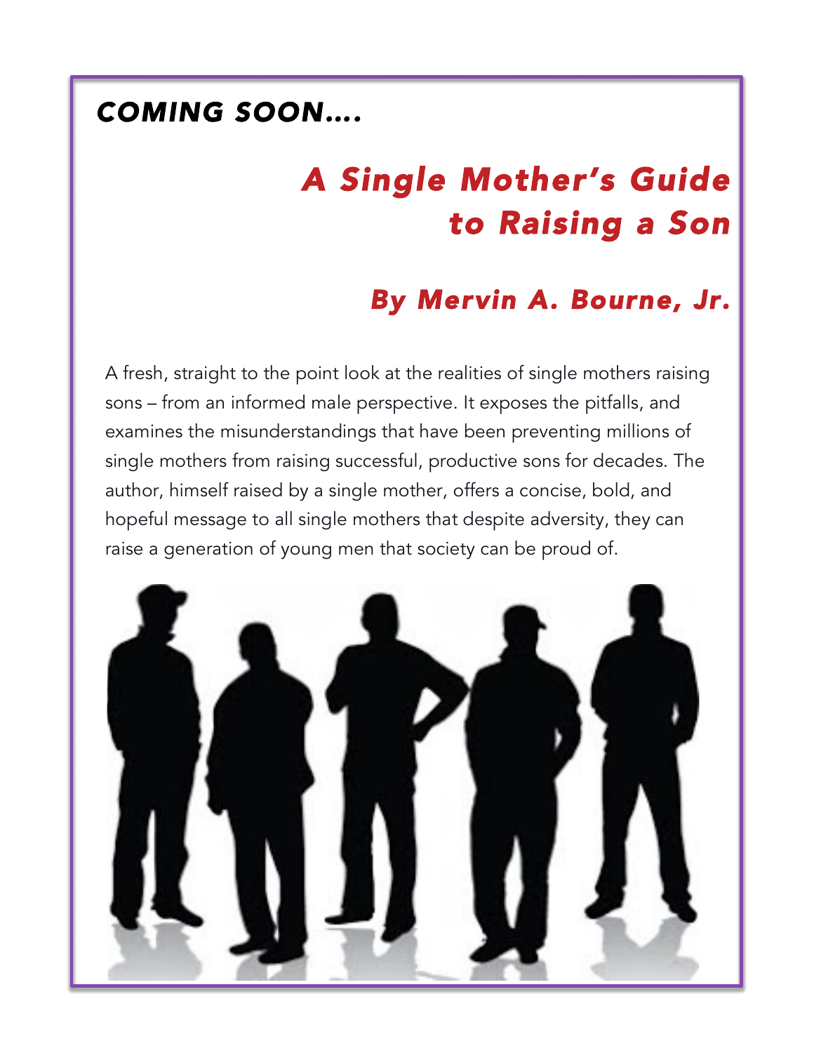***COMING SOON….***

# *A Single Mother's Guide to Raising a Son*

## *By Mervin A. Bourne, Jr.*

A fresh, straight to the point look at the realities of single mothers raising sons – from an informed male perspective. It exposes the pitfalls, and examines the misunderstandings that have been preventing millions of single mothers from raising successful, productive sons for decades. The author, himself raised by a single mother, offers a concise, bold, and hopeful message to all single mothers that despite adversity, they can raise a generation of young men that society can be proud of.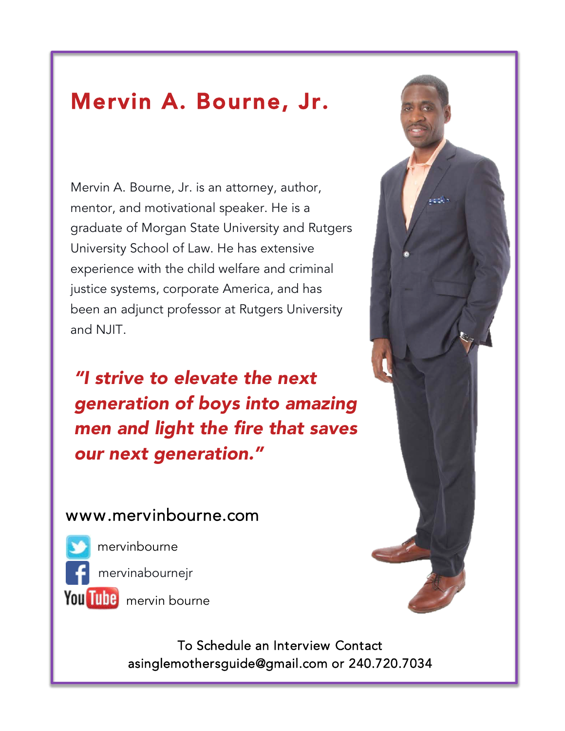# Mervin A. Bourne, Jr.

Mervin A. Bourne, Jr. is an attorney, author, mentor, and motivational speaker. He is a graduate of Morgan State University and Rutgers University School of Law. He has extensive experience with the child welfare and criminal justice systems, corporate America, and has been an adjunct professor at Rutgers University and NJIT.

***"I strive to elevate the next generation of boys into amazing men and light the fire that saves our next generation."***

www.mervinbourne.com

Twitter: mervinbourne

Facebook: mervinabournejr

YouTube: mervin bourne

To Schedule an Interview Contact
asinglemothersguide@gmail.com or 240.720.7034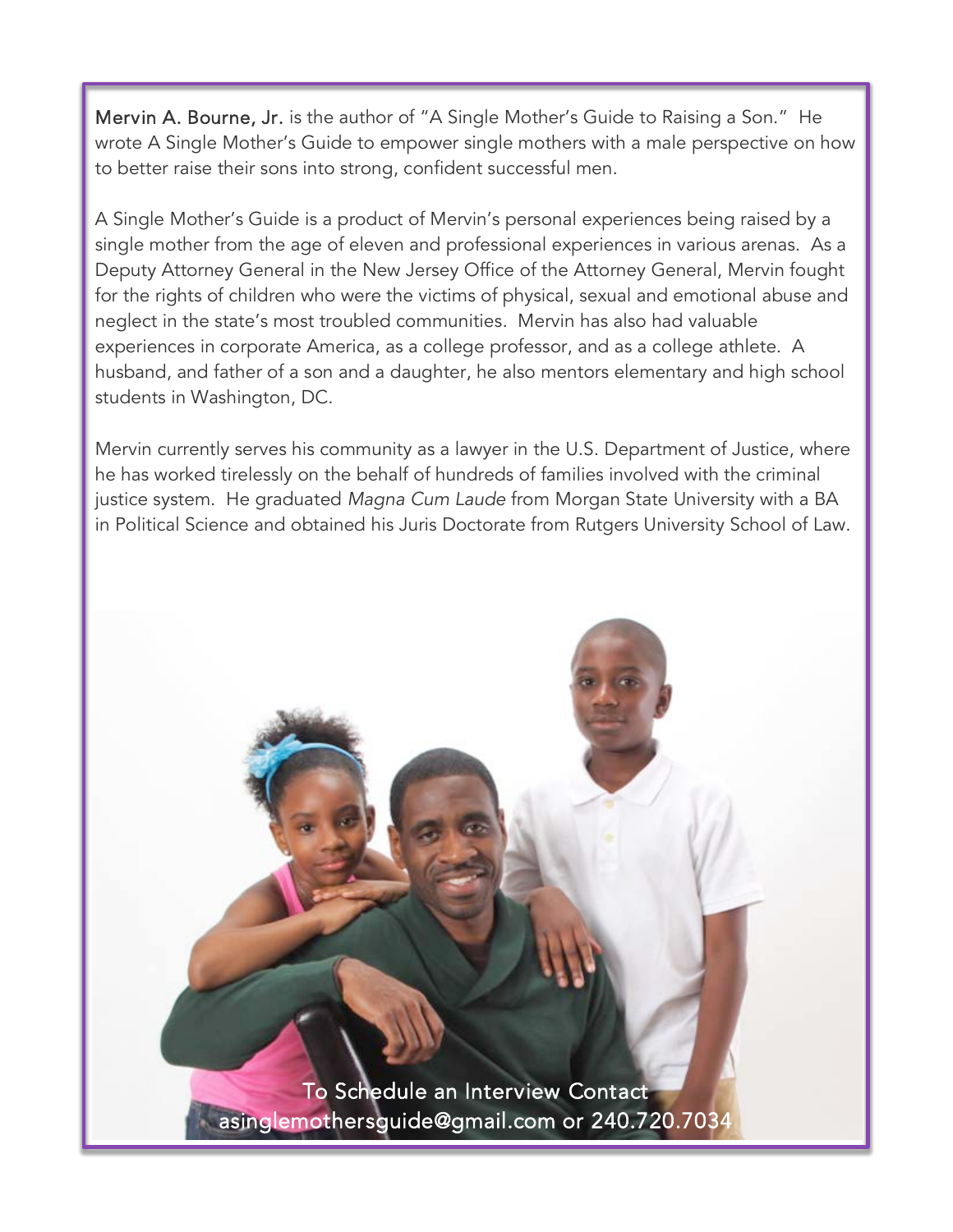**Mervin A. Bourne, Jr.** is the author of "A Single Mother's Guide to Raising a Son." He wrote A Single Mother's Guide to empower single mothers with a male perspective on how to better raise their sons into strong, confident successful men.

A Single Mother's Guide is a product of Mervin's personal experiences being raised by a single mother from the age of eleven and professional experiences in various arenas. As a Deputy Attorney General in the New Jersey Office of the Attorney General, Mervin fought for the rights of children who were the victims of physical, sexual and emotional abuse and neglect in the state's most troubled communities. Mervin has also had valuable experiences in corporate America, as a college professor, and as a college athlete. A husband, and father of a son and a daughter, he also mentors elementary and high school students in Washington, DC.

Mervin currently serves his community as a lawyer in the U.S. Department of Justice, where he has worked tirelessly on the behalf of hundreds of families involved with the criminal justice system. He graduated *Magna Cum Laude* from Morgan State University with a BA in Political Science and obtained his Juris Doctorate from Rutgers University School of Law.

To Schedule an Interview Contact
asinglemothersguide@gmail.com or 240.720.7034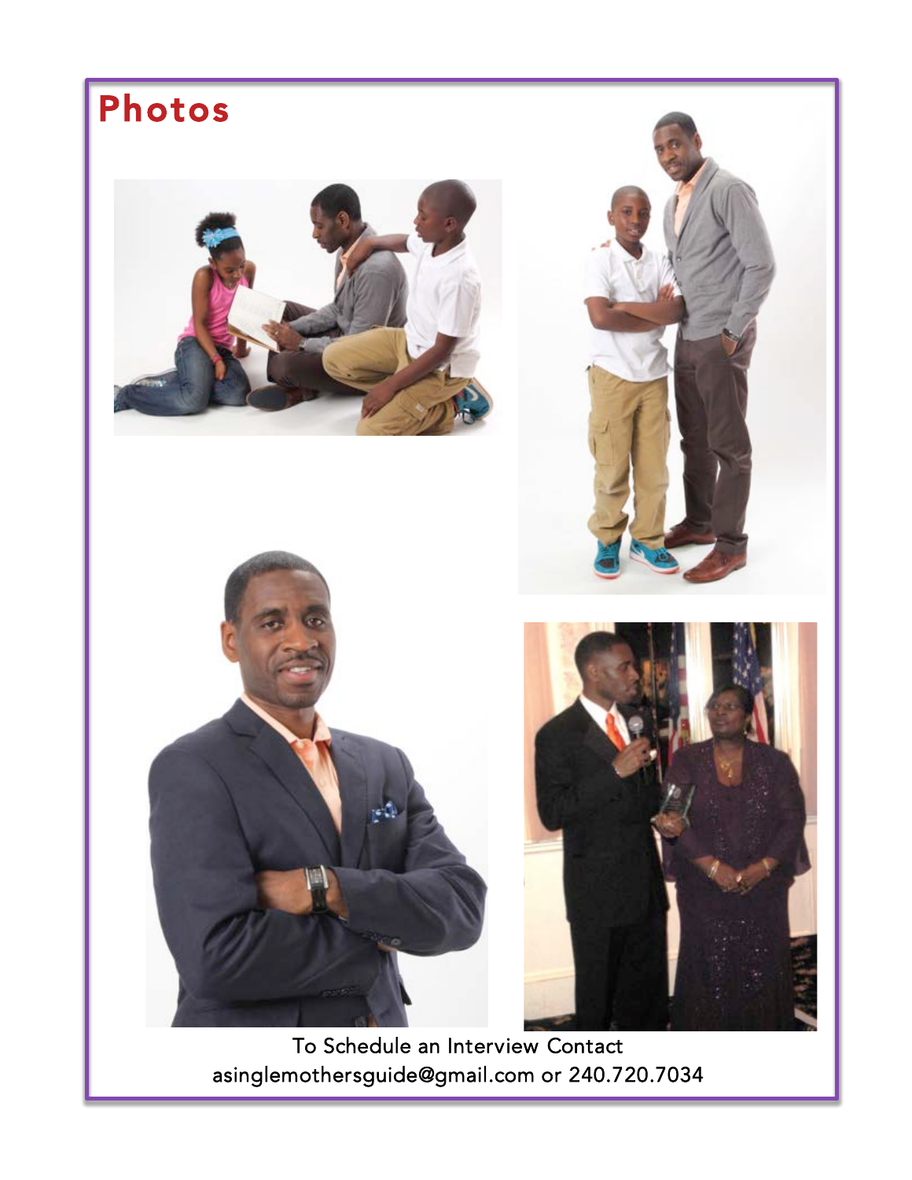# Photos

To Schedule an Interview Contact
asinglemothersguide@gmail.com or 240.720.7034